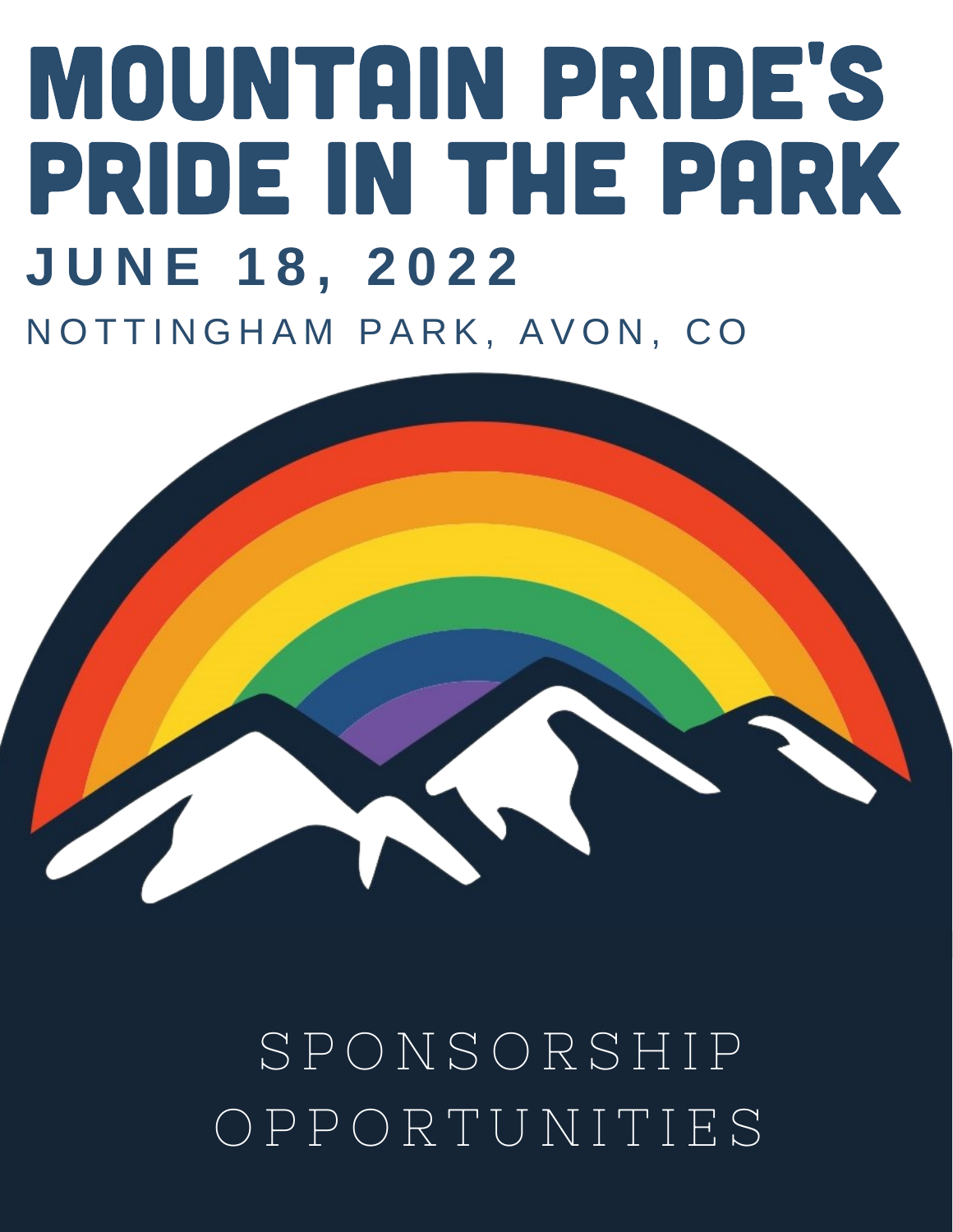# MOUNTAIN PRIDE'S PRIDE IN THE PARK

## JUNE 18, 2022

NOTTINGHAM PARK, AVON, CO

SPONSORSHIP OPPORTUNITIES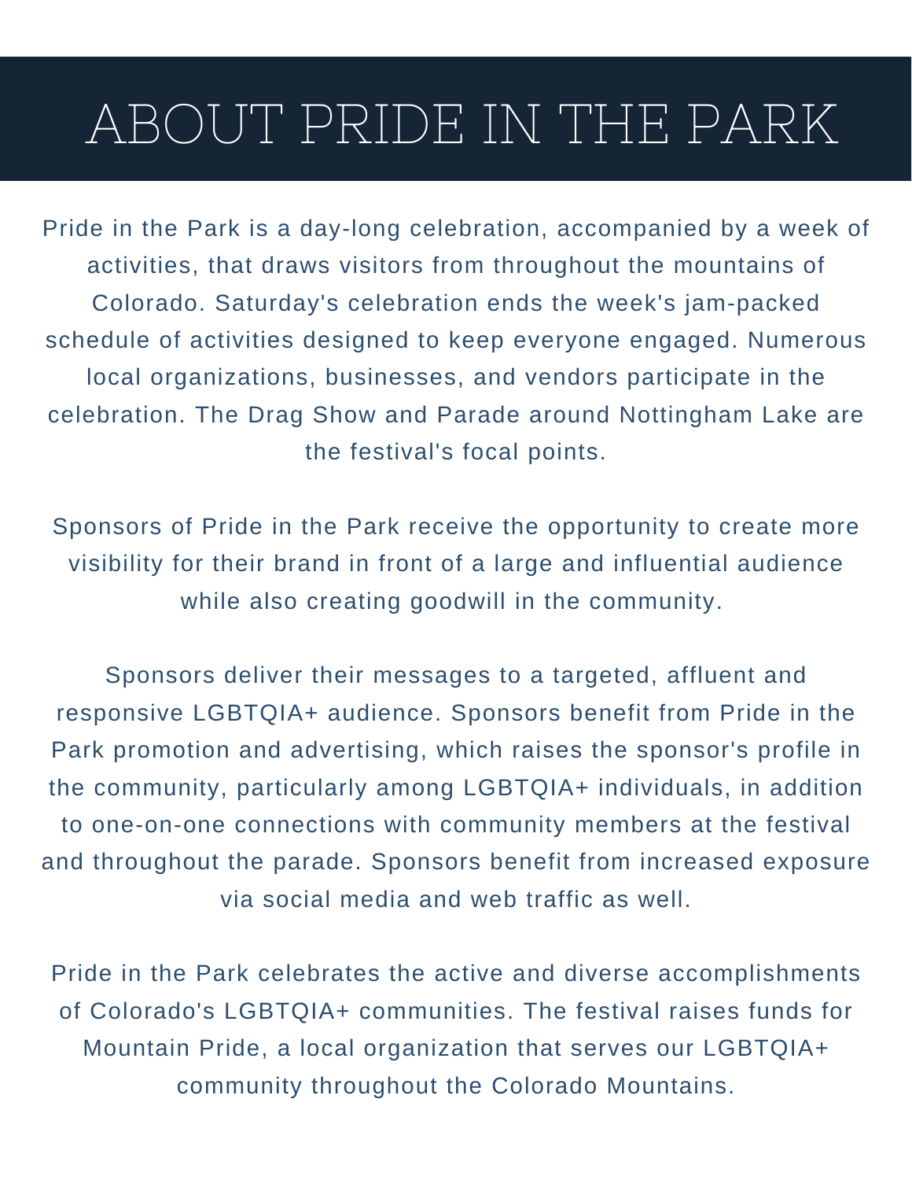# ABOUT PRIDE IN THE PARK

Pride in the Park is a day-long celebration, accompanied by a week of activities, that draws visitors from throughout the mountains of Colorado. Saturday's celebration ends the week's jam-packed schedule of activities designed to keep everyone engaged. Numerous local organizations, businesses, and vendors participate in the celebration. The Drag Show and Parade around Nottingham Lake are the festival's focal points.

Sponsors of Pride in the Park receive the opportunity to create more visibility for their brand in front of a large and influential audience while also creating goodwill in the community.

Sponsors deliver their messages to a targeted, affluent and responsive LGBTQIA+ audience. Sponsors benefit from Pride in the Park promotion and advertising, which raises the sponsor's profile in the community, particularly among LGBTQIA+ individuals, in addition to one-on-one connections with community members at the festival and throughout the parade. Sponsors benefit from increased exposure via social media and web traffic as well.

Pride in the Park celebrates the active and diverse accomplishments of Colorado's LGBTQIA+ communities. The festival raises funds for Mountain Pride, a local organization that serves our LGBTQIA+ community throughout the Colorado Mountains.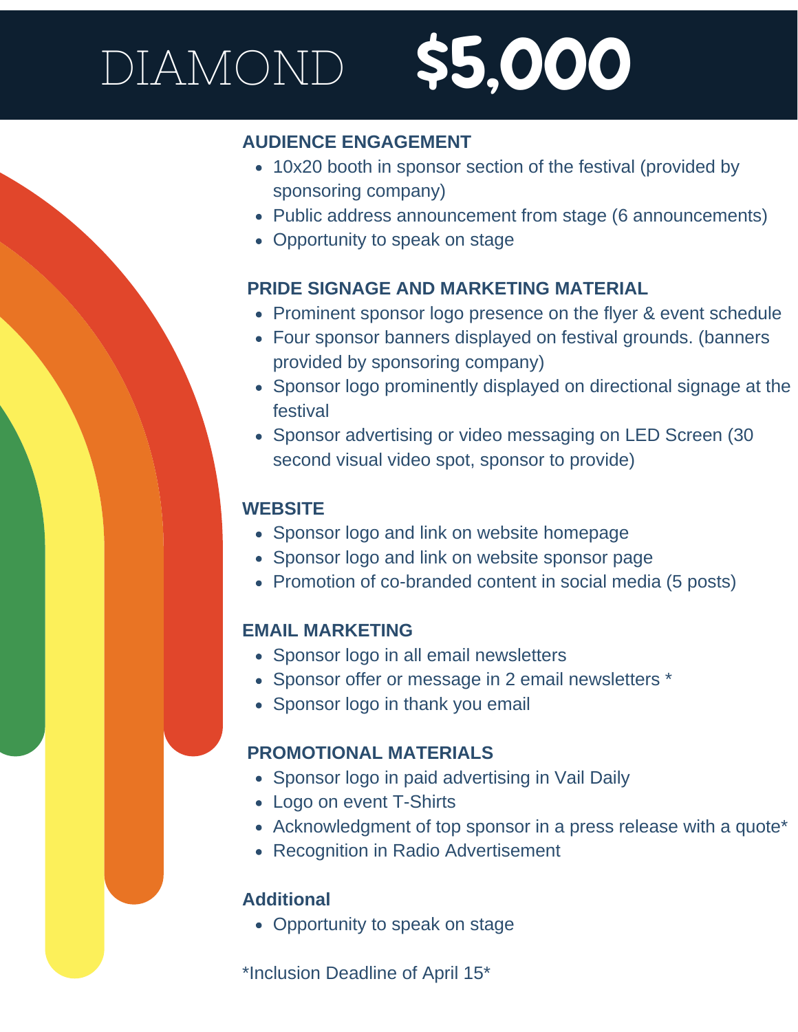# DIAMOND $5,000

### AUDIENCE ENGAGEMENT

- 10x20 booth in sponsor section of the festival (provided by sponsoring company)
- Public address announcement from stage (6 announcements)
- Opportunity to speak on stage

### PRIDE SIGNAGE AND MARKETING MATERIAL

- Prominent sponsor logo presence on the flyer & event schedule
- Four sponsor banners displayed on festival grounds. (banners provided by sponsoring company)
- Sponsor logo prominently displayed on directional signage at the festival
- Sponsor advertising or video messaging on LED Screen (30 second visual video spot, sponsor to provide)

### WEBSITE

- Sponsor logo and link on website homepage
- Sponsor logo and link on website sponsor page
- Promotion of co-branded content in social media (5 posts)

### EMAIL MARKETING

- Sponsor logo in all email newsletters
- Sponsor offer or message in 2 email newsletters *
- Sponsor logo in thank you email

### PROMOTIONAL MATERIALS

- Sponsor logo in paid advertising in Vail Daily
- Logo on event T-Shirts
- Acknowledgment of top sponsor in a press release with a quote*
- Recognition in Radio Advertisement

### Additional

- Opportunity to speak on stage

*Inclusion Deadline of April 15*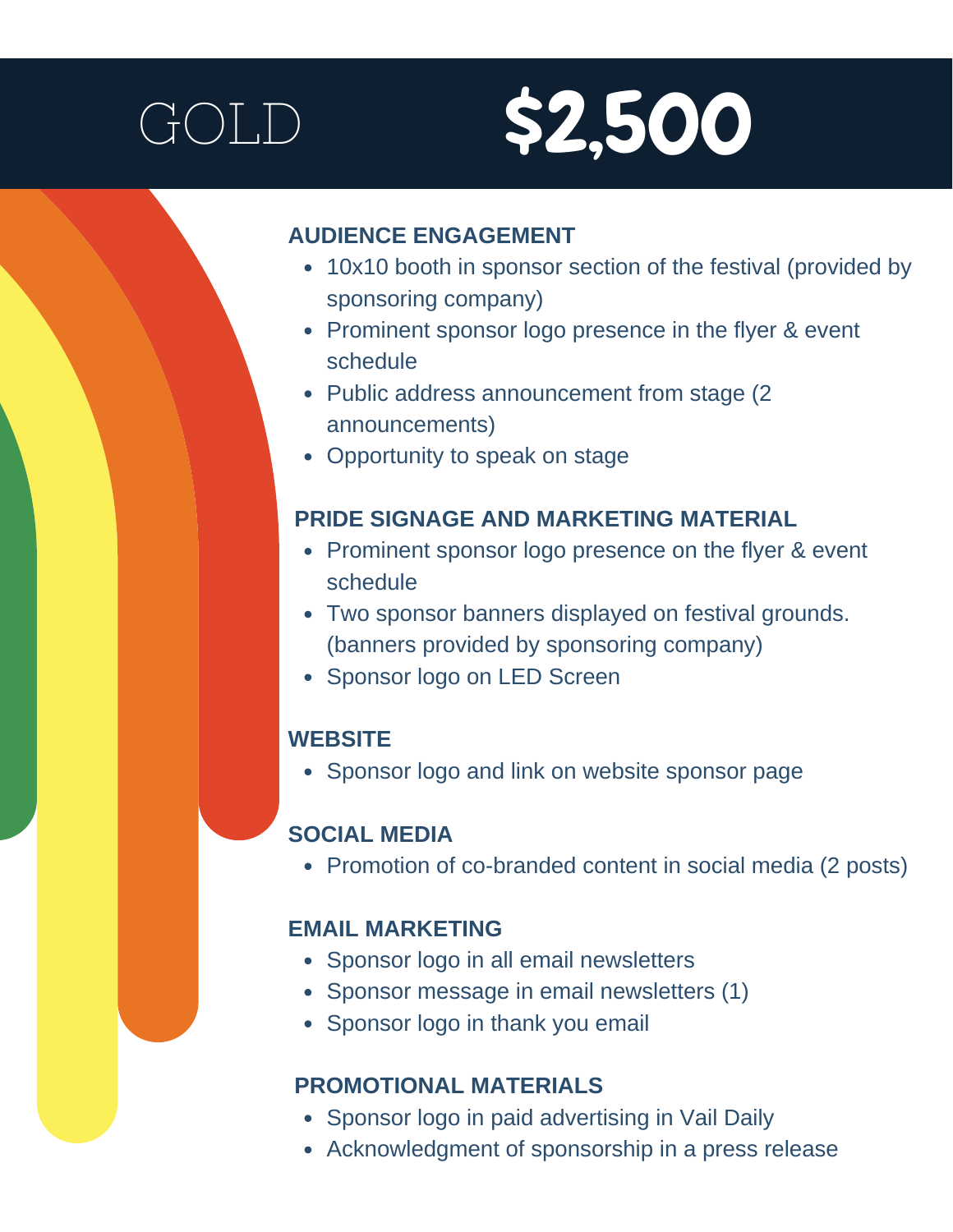# GOLD $2,500

### AUDIENCE ENGAGEMENT

- 10x10 booth in sponsor section of the festival (provided by sponsoring company)
- Prominent sponsor logo presence in the flyer & event schedule
- Public address announcement from stage (2 announcements)
- Opportunity to speak on stage

### PRIDE SIGNAGE AND MARKETING MATERIAL

- Prominent sponsor logo presence on the flyer & event schedule
- Two sponsor banners displayed on festival grounds. (banners provided by sponsoring company)
- Sponsor logo on LED Screen

### WEBSITE

- Sponsor logo and link on website sponsor page

### SOCIAL MEDIA

- Promotion of co-branded content in social media (2 posts)

### EMAIL MARKETING

- Sponsor logo in all email newsletters
- Sponsor message in email newsletters (1)
- Sponsor logo in thank you email

### PROMOTIONAL MATERIALS

- Sponsor logo in paid advertising in Vail Daily
- Acknowledgment of sponsorship in a press release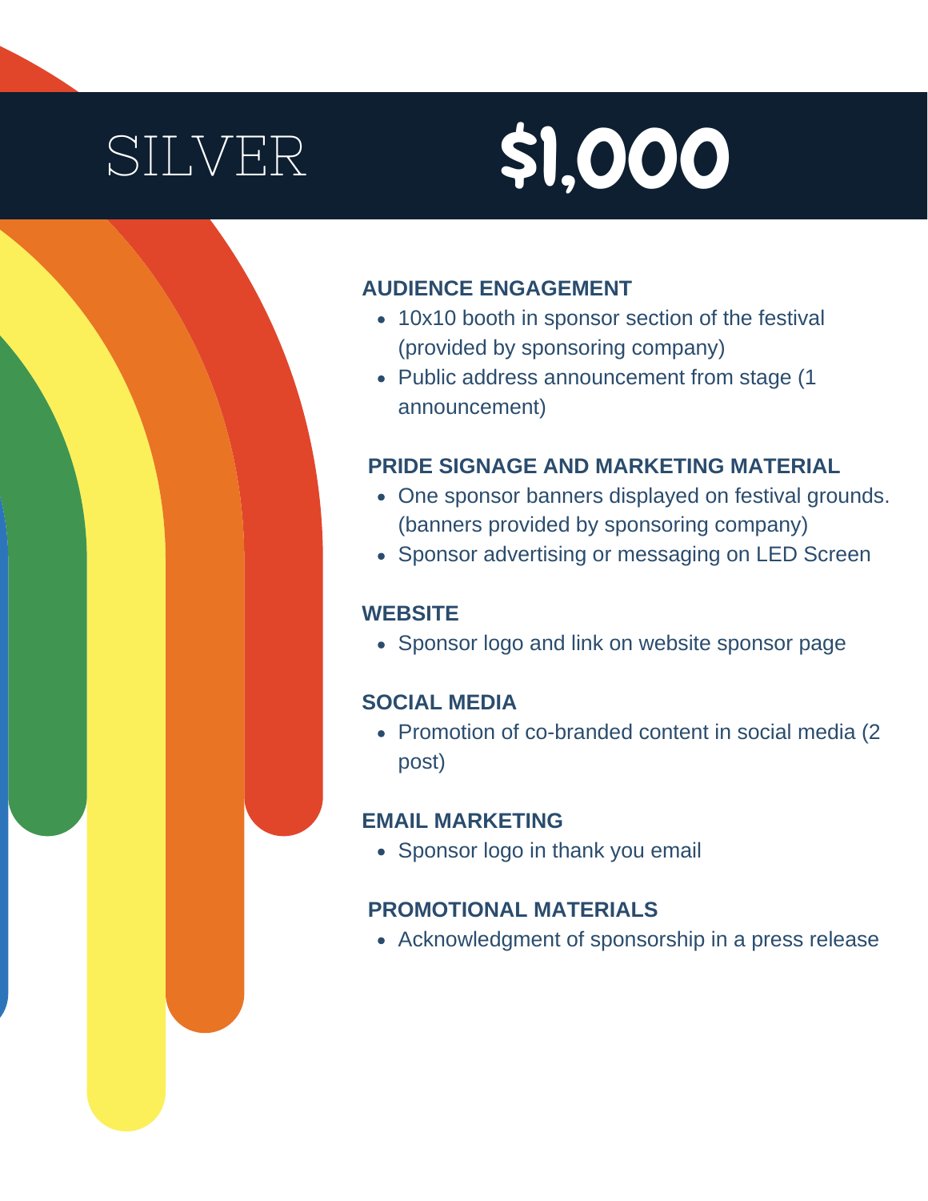# SILVER $1,000

### AUDIENCE ENGAGEMENT

- 10x10 booth in sponsor section of the festival (provided by sponsoring company)
- Public address announcement from stage (1 announcement)

### PRIDE SIGNAGE AND MARKETING MATERIAL

- One sponsor banners displayed on festival grounds. (banners provided by sponsoring company)
- Sponsor advertising or messaging on LED Screen

### WEBSITE

- Sponsor logo and link on website sponsor page

### SOCIAL MEDIA

- Promotion of co-branded content in social media (2 post)

### EMAIL MARKETING

- Sponsor logo in thank you email

### PROMOTIONAL MATERIALS

- Acknowledgment of sponsorship in a press release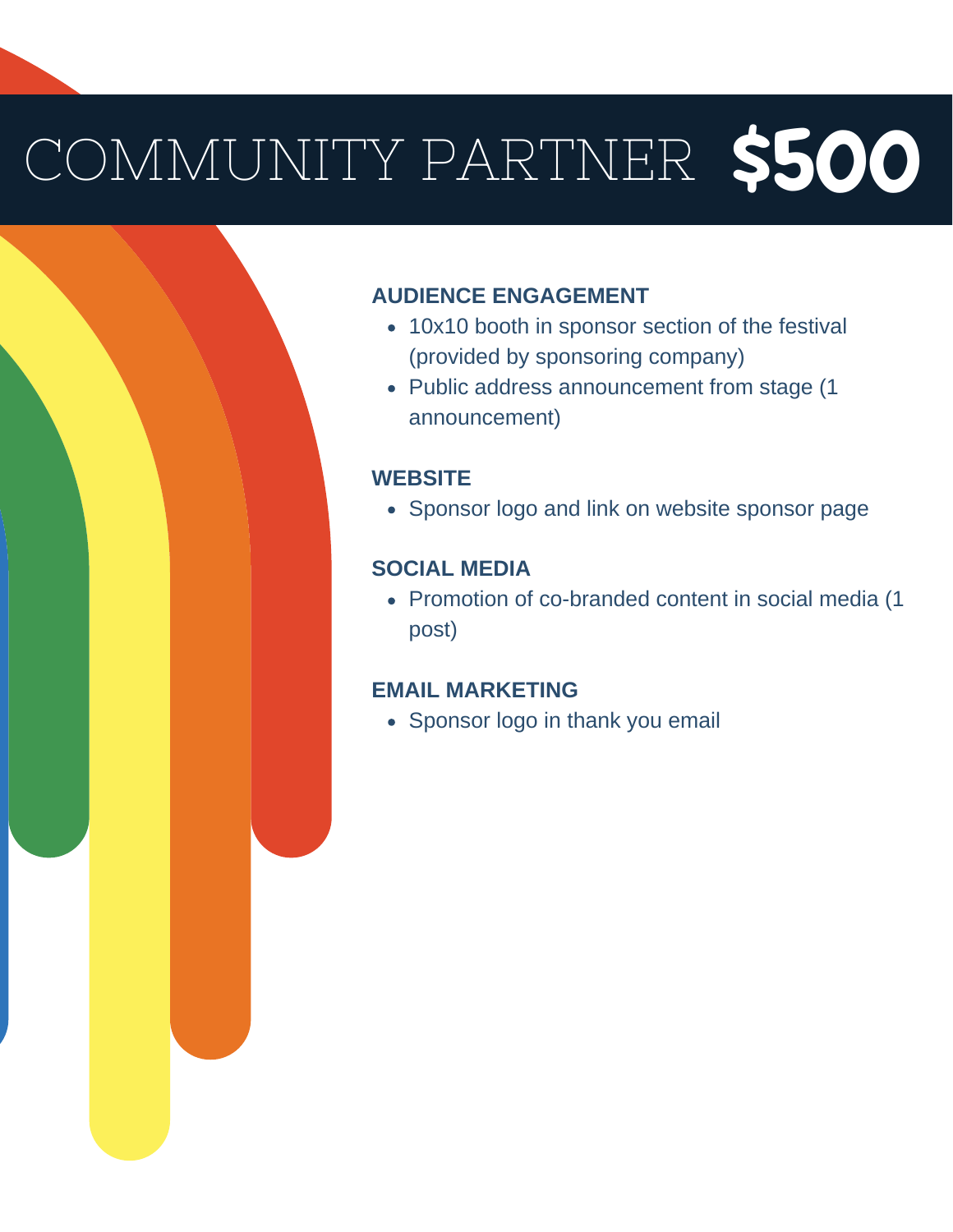# COMMUNITY PARTNER $500

### AUDIENCE ENGAGEMENT

- 10x10 booth in sponsor section of the festival (provided by sponsoring company)
- Public address announcement from stage (1 announcement)

### WEBSITE

- Sponsor logo and link on website sponsor page

### SOCIAL MEDIA

- Promotion of co-branded content in social media (1 post)

### EMAIL MARKETING

- Sponsor logo in thank you email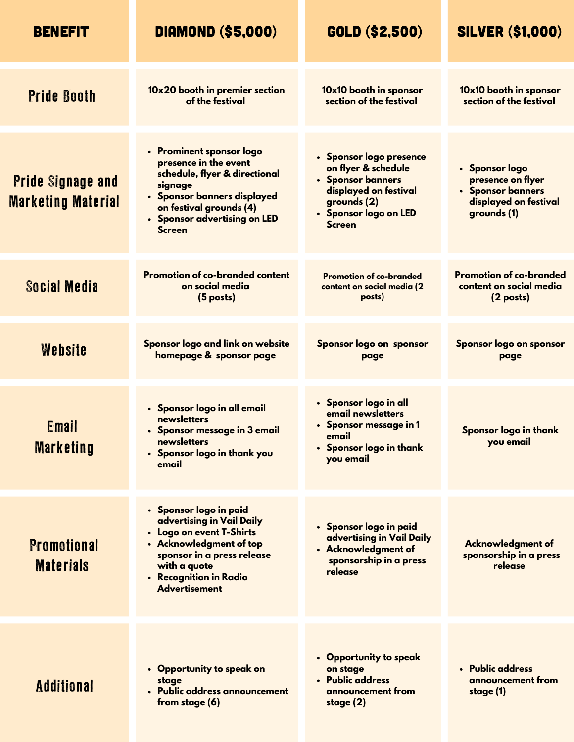| BENEFIT | DIAMOND ($5,000) | GOLD ($2,500) | SILVER ($1,000) |
|---|---|---|---|
| Pride Booth | 10x20 booth in premier section of the festival | 10x10 booth in sponsor section of the festival | 10x10 booth in sponsor section of the festival |
| Pride Signage and Marketing Material | • Prominent sponsor logo presence in the event schedule, flyer & directional signage<br>• Sponsor banners displayed on festival grounds (4)<br>• Sponsor advertising on LED Screen | • Sponsor logo presence on flyer & schedule<br>• Sponsor banners displayed on festival grounds (2)<br>• Sponsor logo on LED Screen | • Sponsor logo presence on flyer<br>• Sponsor banners displayed on festival grounds (1) |
| Social Media | Promotion of co-branded content on social media (5 posts) | Promotion of co-branded content on social media (2 posts) | Promotion of co-branded content on social media (2 posts) |
| Website | Sponsor logo and link on website homepage & sponsor page | Sponsor logo on sponsor page | Sponsor logo on sponsor page |
| Email Marketing | • Sponsor logo in all email newsletters<br>• Sponsor message in 3 email newsletters<br>• Sponsor logo in thank you email | • Sponsor logo in all email newsletters<br>• Sponsor message in 1 email<br>• Sponsor logo in thank you email | Sponsor logo in thank you email |
| Promotional Materials | • Sponsor logo in paid advertising in Vail Daily<br>• Logo on event T-Shirts<br>• Acknowledgment of top sponsor in a press release with a quote<br>• Recognition in Radio Advertisement | • Sponsor logo in paid advertising in Vail Daily<br>• Acknowledgment of sponsorship in a press release | Acknowledgment of sponsorship in a press release |
| Additional | • Opportunity to speak on stage<br>• Public address announcement from stage (6) | • Opportunity to speak on stage<br>• Public address announcement from stage (2) | • Public address announcement from stage (1) |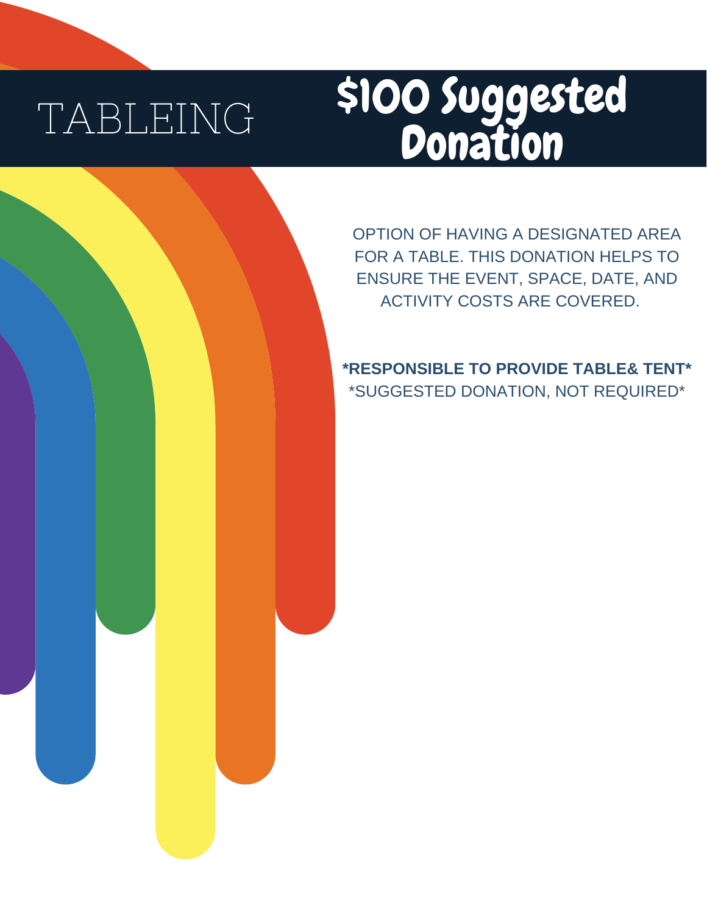# TABLEING

## $100 Suggested Donation

OPTION OF HAVING A DESIGNATED AREA FOR A TABLE. THIS DONATION HELPS TO ENSURE THE EVENT, SPACE, DATE, AND ACTIVITY COSTS ARE COVERED.

**\*RESPONSIBLE TO PROVIDE TABLE& TENT\***

\*SUGGESTED DONATION, NOT REQUIRED\*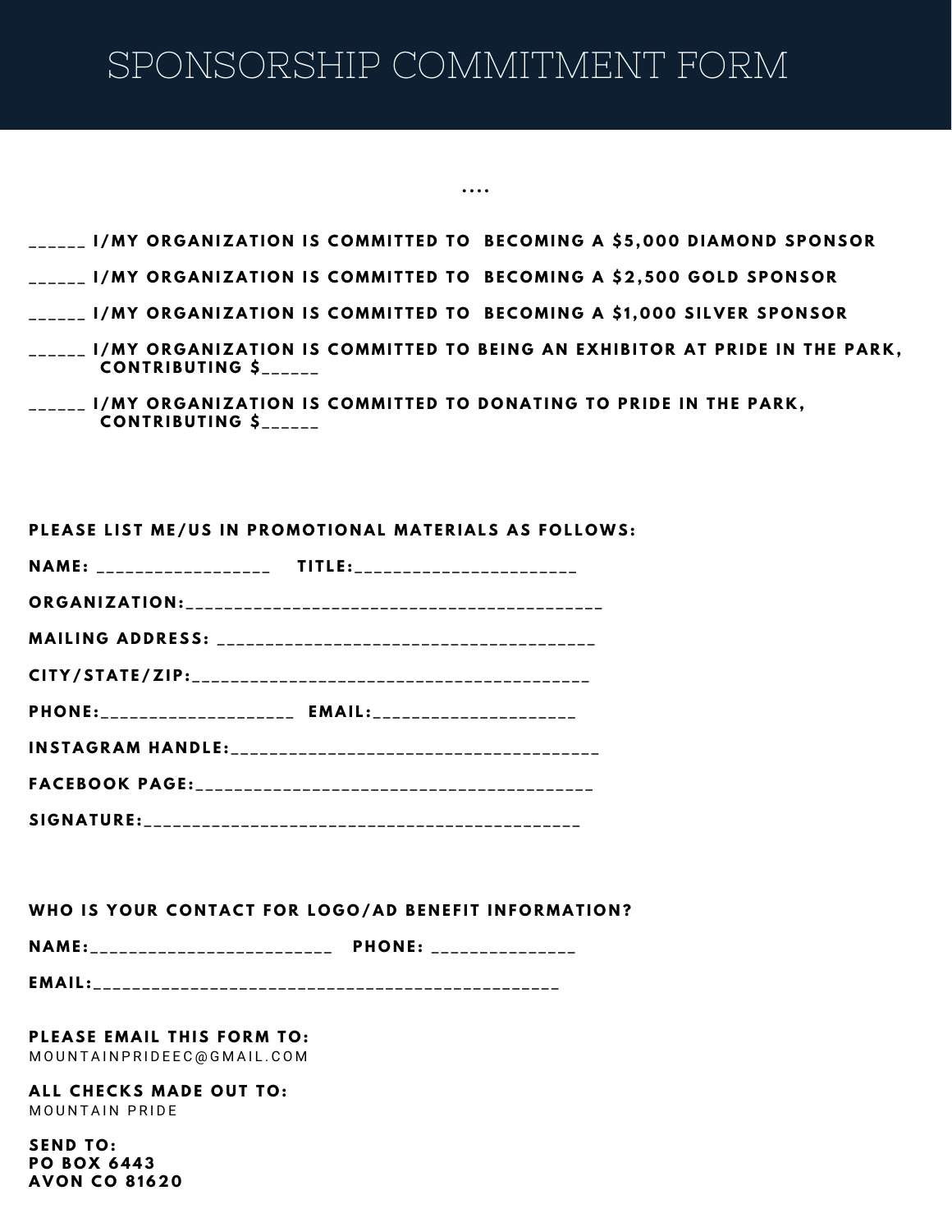# SPONSORSHIP COMMITMENT FORM

....

______ **I/MY ORGANIZATION IS COMMITTED TO BECOMING A $5,000 DIAMOND SPONSOR**

______ **I/MY ORGANIZATION IS COMMITTED TO BECOMING A $2,500 GOLD SPONSOR**

______ **I/MY ORGANIZATION IS COMMITTED TO BECOMING A $1,000 SILVER SPONSOR**

______ **I/MY ORGANIZATION IS COMMITTED TO BEING AN EXHIBITOR AT PRIDE IN THE PARK, CONTRIBUTING $______**

______ **I/MY ORGANIZATION IS COMMITTED TO DONATING TO PRIDE IN THE PARK, CONTRIBUTING $______**

**PLEASE LIST ME/US IN PROMOTIONAL MATERIALS AS FOLLOWS:**

**NAME:** __________________ **TITLE:**_______________________

**ORGANIZATION:**__________________________________________

**MAILING ADDRESS:** _____________________________________

**CITY/STATE/ZIP:**_________________________________________

**PHONE:**____________________ **EMAIL:**_____________________

**INSTAGRAM HANDLE:**_____________________________________

**FACEBOOK PAGE:**_________________________________________

**SIGNATURE:**_____________________________________________

**WHO IS YOUR CONTACT FOR LOGO/AD BENEFIT INFORMATION?**

**NAME:**__________________________ **PHONE:** _______________

**EMAIL:**_________________________________________________

**PLEASE EMAIL THIS FORM TO:**
MOUNTAINPRIDEEC@GMAIL.COM

**ALL CHECKS MADE OUT TO:**
MOUNTAIN PRIDE

**SEND TO:**
**PO BOX 6443**
**AVON CO 81620**